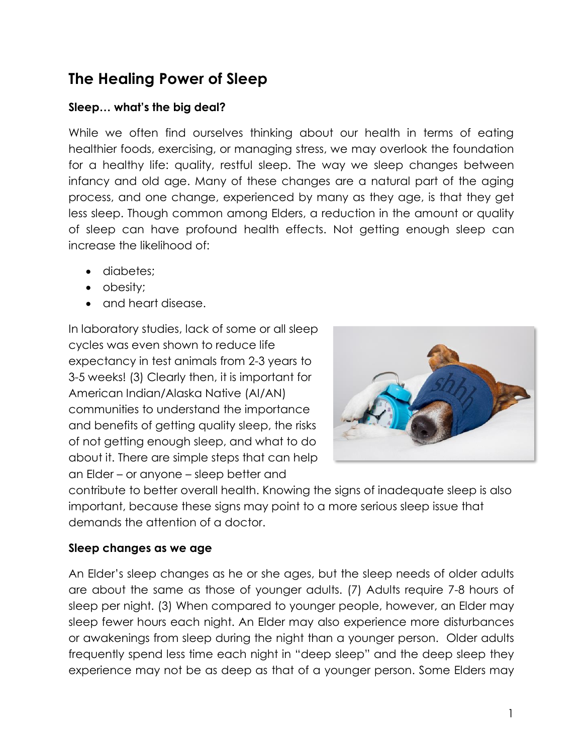# The Healing Power of Sleep

### Sleep… what's the big deal?

While we often find ourselves thinking about our health in terms of eating healthier foods, exercising, or managing stress, we may overlook the foundation for a healthy life: quality, restful sleep. The way we sleep changes between infancy and old age. Many of these changes are a natural part of the aging process, and one change, experienced by many as they age, is that they get less sleep. Though common among Elders, a reduction in the amount or quality of sleep can have profound health effects. Not getting enough sleep can increase the likelihood of:

- diabetes;
- obesity;
- and heart disease.

In laboratory studies, lack of some or all sleep cycles was even shown to reduce life expectancy in test animals from 2-3 years to 3-5 weeks! (3) Clearly then, it is important for American Indian/Alaska Native (AI/AN) communities to understand the importance and benefits of getting quality sleep, the risks of not getting enough sleep, and what to do about it. There are simple steps that can help an Elder – or anyone – sleep better and contribute to better overall health. Knowing the signs of inadequate sleep is also important, because these signs may point to a more serious sleep issue that demands the attention of a doctor.

### Sleep changes as we age

An Elder's sleep changes as he or she ages, but the sleep needs of older adults are about the same as those of younger adults. (7) Adults require 7-8 hours of sleep per night. (3) When compared to younger people, however, an Elder may sleep fewer hours each night. An Elder may also experience more disturbances or awakenings from sleep during the night than a younger person. Older adults frequently spend less time each night in "deep sleep" and the deep sleep they experience may not be as deep as that of a younger person. Some Elders may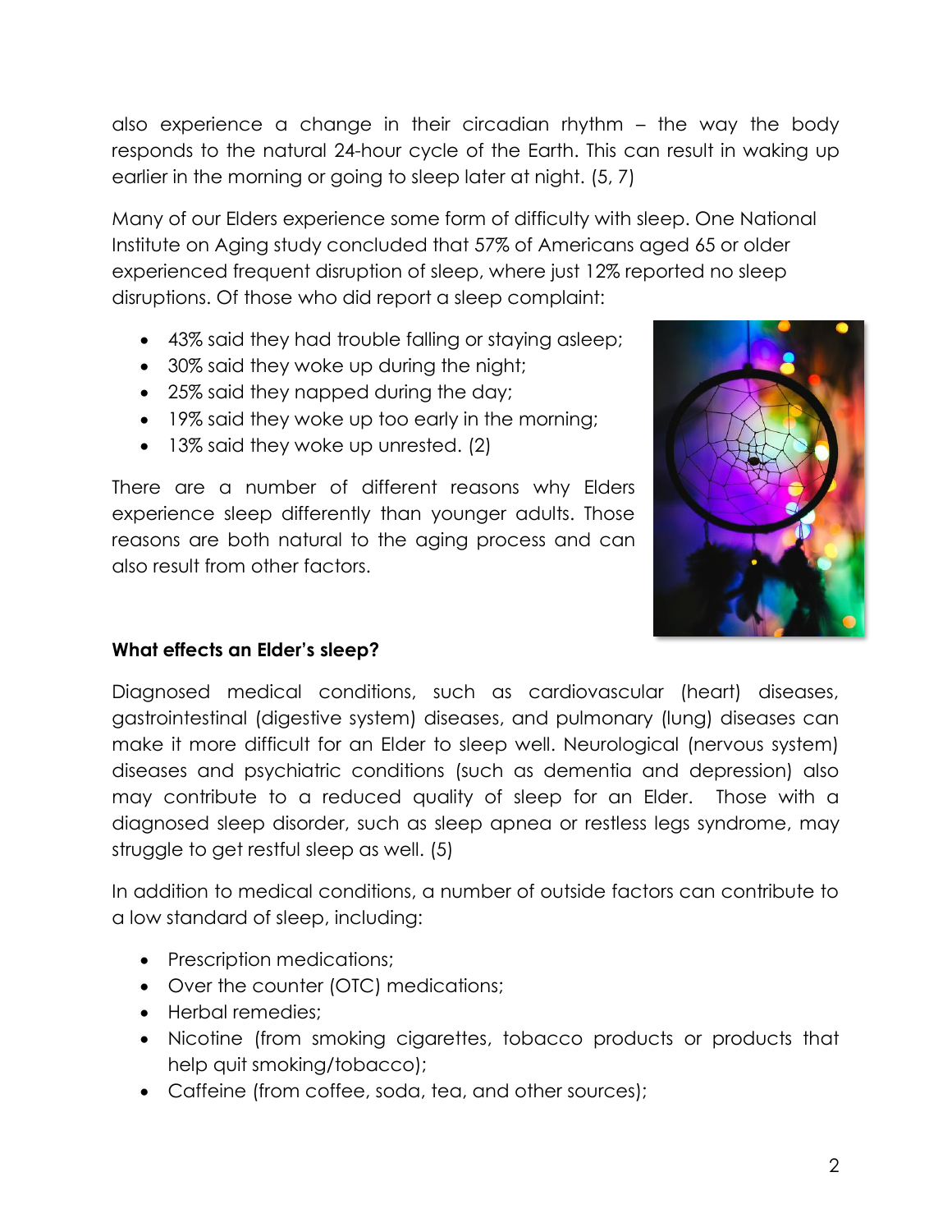also experience a change in their circadian rhythm – the way the body responds to the natural 24-hour cycle of the Earth. This can result in waking up earlier in the morning or going to sleep later at night. (5, 7)

Many of our Elders experience some form of difficulty with sleep. One National Institute on Aging study concluded that 57% of Americans aged 65 or older experienced frequent disruption of sleep, where just 12% reported no sleep disruptions. Of those who did report a sleep complaint:

- 43% said they had trouble falling or staying asleep;
- 30% said they woke up during the night;
- 25% said they napped during the day;
- 19% said they woke up too early in the morning;
- 13% said they woke up unrested. (2)

There are a number of different reasons why Elders experience sleep differently than younger adults. Those reasons are both natural to the aging process and can also result from other factors.

**What effects an Elder's sleep?**

Diagnosed medical conditions, such as cardiovascular (heart) diseases, gastrointestinal (digestive system) diseases, and pulmonary (lung) diseases can make it more difficult for an Elder to sleep well. Neurological (nervous system) diseases and psychiatric conditions (such as dementia and depression) also may contribute to a reduced quality of sleep for an Elder. Those with a diagnosed sleep disorder, such as sleep apnea or restless legs syndrome, may struggle to get restful sleep as well. (5)

In addition to medical conditions, a number of outside factors can contribute to a low standard of sleep, including:

- Prescription medications;
- Over the counter (OTC) medications;
- Herbal remedies;
- Nicotine (from smoking cigarettes, tobacco products or products that help quit smoking/tobacco);
- Caffeine (from coffee, soda, tea, and other sources);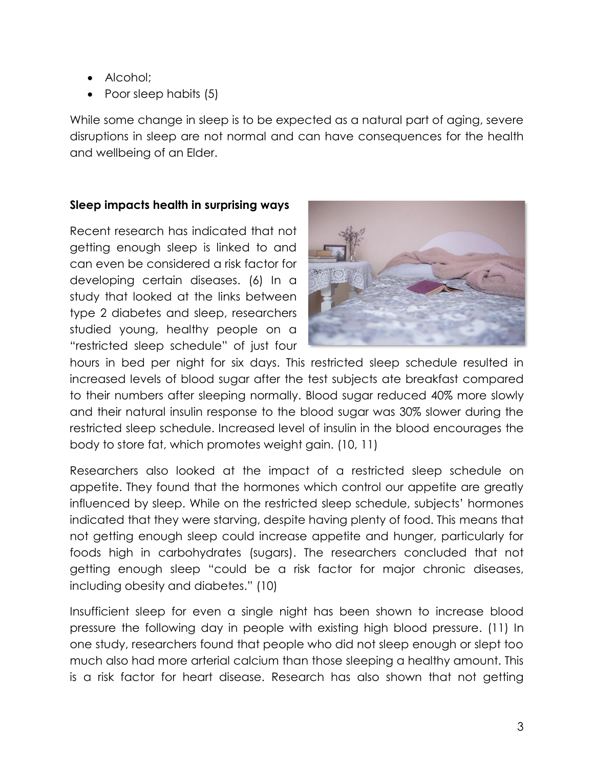- Alcohol;
- Poor sleep habits (5)

While some change in sleep is to be expected as a natural part of aging, severe disruptions in sleep are not normal and can have consequences for the health and wellbeing of an Elder.

**Sleep impacts health in surprising ways**

Recent research has indicated that not getting enough sleep is linked to and can even be considered a risk factor for developing certain diseases. (6) In a study that looked at the links between type 2 diabetes and sleep, researchers studied young, healthy people on a "restricted sleep schedule" of just four hours in bed per night for six days. This restricted sleep schedule resulted in increased levels of blood sugar after the test subjects ate breakfast compared to their numbers after sleeping normally. Blood sugar reduced 40% more slowly and their natural insulin response to the blood sugar was 30% slower during the restricted sleep schedule. Increased level of insulin in the blood encourages the body to store fat, which promotes weight gain. (10, 11)

Researchers also looked at the impact of a restricted sleep schedule on appetite. They found that the hormones which control our appetite are greatly influenced by sleep. While on the restricted sleep schedule, subjects' hormones indicated that they were starving, despite having plenty of food. This means that not getting enough sleep could increase appetite and hunger, particularly for foods high in carbohydrates (sugars). The researchers concluded that not getting enough sleep "could be a risk factor for major chronic diseases, including obesity and diabetes." (10)

Insufficient sleep for even a single night has been shown to increase blood pressure the following day in people with existing high blood pressure. (11) In one study, researchers found that people who did not sleep enough or slept too much also had more arterial calcium than those sleeping a healthy amount. This is a risk factor for heart disease. Research has also shown that not getting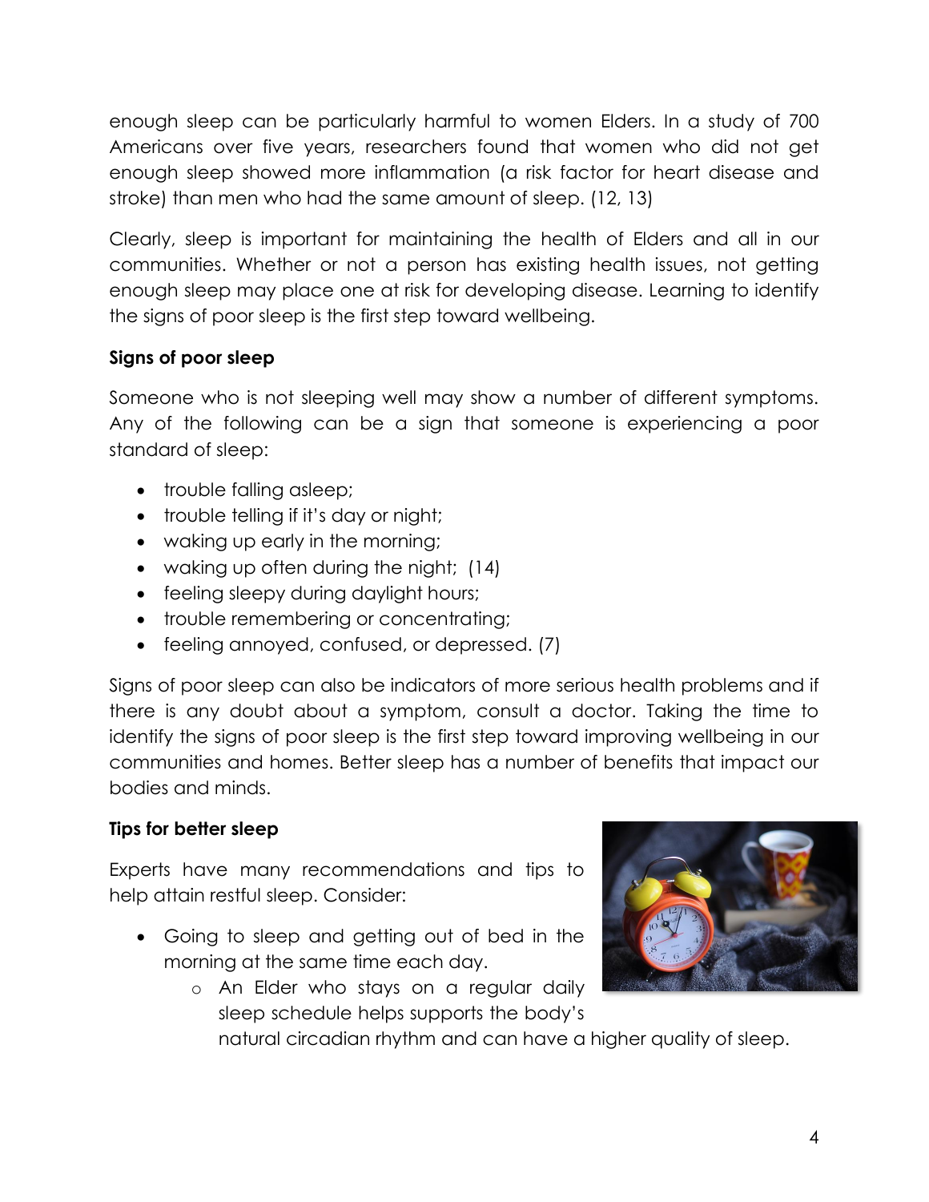enough sleep can be particularly harmful to women Elders. In a study of 700 Americans over five years, researchers found that women who did not get enough sleep showed more inflammation (a risk factor for heart disease and stroke) than men who had the same amount of sleep. (12, 13)

Clearly, sleep is important for maintaining the health of Elders and all in our communities. Whether or not a person has existing health issues, not getting enough sleep may place one at risk for developing disease. Learning to identify the signs of poor sleep is the first step toward wellbeing.

**Signs of poor sleep**

Someone who is not sleeping well may show a number of different symptoms. Any of the following can be a sign that someone is experiencing a poor standard of sleep:

- trouble falling asleep;
- trouble telling if it's day or night;
- waking up early in the morning;
- waking up often during the night; (14)
- feeling sleepy during daylight hours;
- trouble remembering or concentrating;
- feeling annoyed, confused, or depressed. (7)

Signs of poor sleep can also be indicators of more serious health problems and if there is any doubt about a symptom, consult a doctor. Taking the time to identify the signs of poor sleep is the first step toward improving wellbeing in our communities and homes. Better sleep has a number of benefits that impact our bodies and minds.

**Tips for better sleep**

Experts have many recommendations and tips to help attain restful sleep. Consider:

- Going to sleep and getting out of bed in the morning at the same time each day.
  - An Elder who stays on a regular daily sleep schedule helps supports the body's natural circadian rhythm and can have a higher quality of sleep.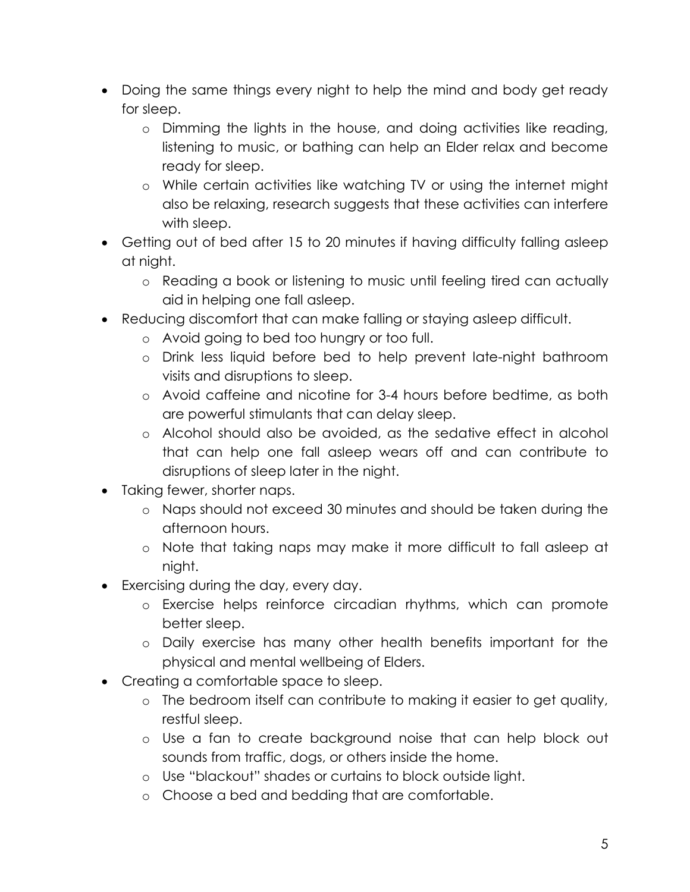- Doing the same things every night to help the mind and body get ready for sleep.
  - Dimming the lights in the house, and doing activities like reading, listening to music, or bathing can help an Elder relax and become ready for sleep.
  - While certain activities like watching TV or using the internet might also be relaxing, research suggests that these activities can interfere with sleep.
- Getting out of bed after 15 to 20 minutes if having difficulty falling asleep at night.
  - Reading a book or listening to music until feeling tired can actually aid in helping one fall asleep.
- Reducing discomfort that can make falling or staying asleep difficult.
  - Avoid going to bed too hungry or too full.
  - Drink less liquid before bed to help prevent late-night bathroom visits and disruptions to sleep.
  - Avoid caffeine and nicotine for 3-4 hours before bedtime, as both are powerful stimulants that can delay sleep.
  - Alcohol should also be avoided, as the sedative effect in alcohol that can help one fall asleep wears off and can contribute to disruptions of sleep later in the night.
- Taking fewer, shorter naps.
  - Naps should not exceed 30 minutes and should be taken during the afternoon hours.
  - Note that taking naps may make it more difficult to fall asleep at night.
- Exercising during the day, every day.
  - Exercise helps reinforce circadian rhythms, which can promote better sleep.
  - Daily exercise has many other health benefits important for the physical and mental wellbeing of Elders.
- Creating a comfortable space to sleep.
  - The bedroom itself can contribute to making it easier to get quality, restful sleep.
  - Use a fan to create background noise that can help block out sounds from traffic, dogs, or others inside the home.
  - Use "blackout" shades or curtains to block outside light.
  - Choose a bed and bedding that are comfortable.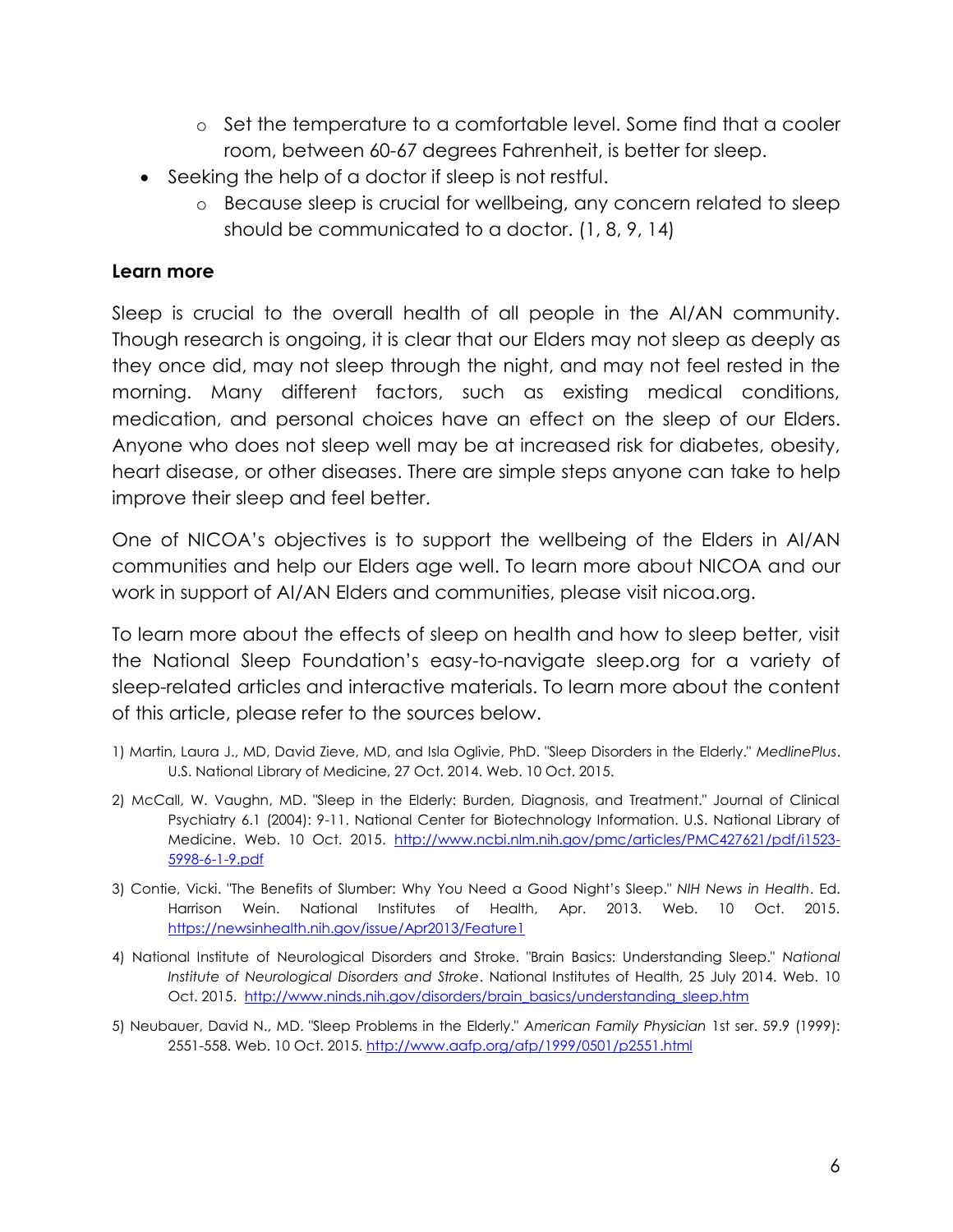- Set the temperature to a comfortable level. Some find that a cooler room, between 60-67 degrees Fahrenheit, is better for sleep.
- Seeking the help of a doctor if sleep is not restful.
  - Because sleep is crucial for wellbeing, any concern related to sleep should be communicated to a doctor. (1, 8, 9, 14)

**Learn more**

Sleep is crucial to the overall health of all people in the AI/AN community. Though research is ongoing, it is clear that our Elders may not sleep as deeply as they once did, may not sleep through the night, and may not feel rested in the morning. Many different factors, such as existing medical conditions, medication, and personal choices have an effect on the sleep of our Elders. Anyone who does not sleep well may be at increased risk for diabetes, obesity, heart disease, or other diseases. There are simple steps anyone can take to help improve their sleep and feel better.

One of NICOA's objectives is to support the wellbeing of the Elders in AI/AN communities and help our Elders age well. To learn more about NICOA and our work in support of AI/AN Elders and communities, please visit nicoa.org.

To learn more about the effects of sleep on health and how to sleep better, visit the National Sleep Foundation's easy-to-navigate sleep.org for a variety of sleep-related articles and interactive materials. To learn more about the content of this article, please refer to the sources below.

1) Martin, Laura J., MD, David Zieve, MD, and Isla Oglivie, PhD. "Sleep Disorders in the Elderly." *MedlinePlus*. U.S. National Library of Medicine, 27 Oct. 2014. Web. 10 Oct. 2015.
2) McCall, W. Vaughn, MD. "Sleep in the Elderly: Burden, Diagnosis, and Treatment." Journal of Clinical Psychiatry 6.1 (2004): 9-11. National Center for Biotechnology Information. U.S. National Library of Medicine. Web. 10 Oct. 2015. http://www.ncbi.nlm.nih.gov/pmc/articles/PMC427621/pdf/i1523-5998-6-1-9.pdf
3) Contie, Vicki. "The Benefits of Slumber: Why You Need a Good Night's Sleep." *NIH News in Health*. Ed. Harrison Wein. National Institutes of Health, Apr. 2013. Web. 10 Oct. 2015. https://newsinhealth.nih.gov/issue/Apr2013/Feature1
4) National Institute of Neurological Disorders and Stroke. "Brain Basics: Understanding Sleep." *National Institute of Neurological Disorders and Stroke*. National Institutes of Health, 25 July 2014. Web. 10 Oct. 2015. http://www.ninds.nih.gov/disorders/brain_basics/understanding_sleep.htm
5) Neubauer, David N., MD. "Sleep Problems in the Elderly." *American Family Physician* 1st ser. 59.9 (1999): 2551-558. Web. 10 Oct. 2015. http://www.aafp.org/afp/1999/0501/p2551.html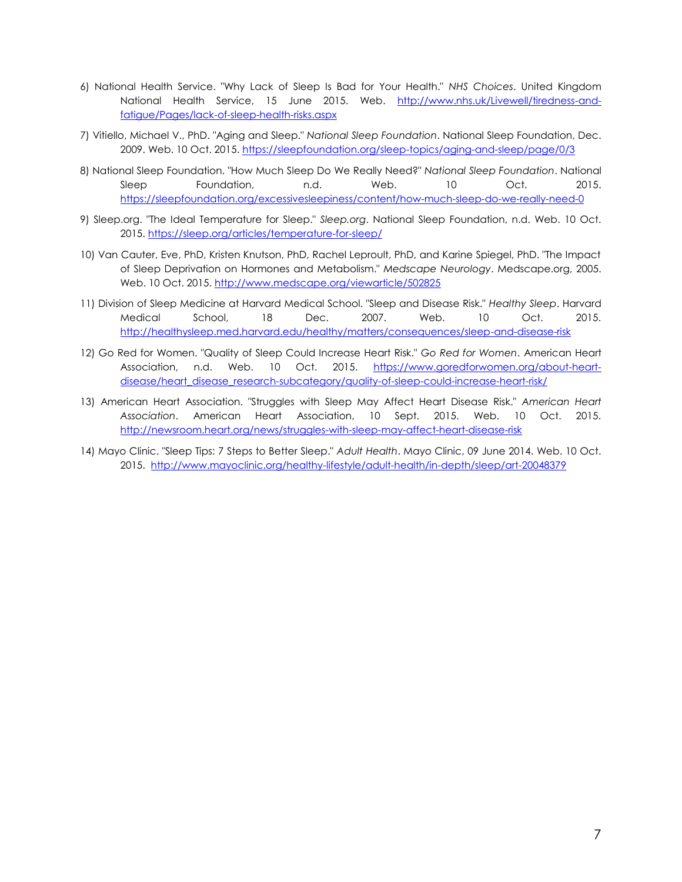6) National Health Service. "Why Lack of Sleep Is Bad for Your Health." *NHS Choices*. United Kingdom National Health Service, 15 June 2015. Web. http://www.nhs.uk/Livewell/tiredness-and-fatigue/Pages/lack-of-sleep-health-risks.aspx

7) Vitiello, Michael V., PhD. "Aging and Sleep." *National Sleep Foundation*. National Sleep Foundation, Dec. 2009. Web. 10 Oct. 2015. https://sleepfoundation.org/sleep-topics/aging-and-sleep/page/0/3

8) National Sleep Foundation. "How Much Sleep Do We Really Need?" *National Sleep Foundation*. National Sleep Foundation, n.d. Web. 10 Oct. 2015. https://sleepfoundation.org/excessivesleepiness/content/how-much-sleep-do-we-really-need-0

9) Sleep.org. "The Ideal Temperature for Sleep." *Sleep.org*. National Sleep Foundation, n.d. Web. 10 Oct. 2015. https://sleep.org/articles/temperature-for-sleep/

10) Van Cauter, Eve, PhD, Kristen Knutson, PhD, Rachel Leproult, PhD, and Karine Spiegel, PhD. "The Impact of Sleep Deprivation on Hormones and Metabolism." *Medscape Neurology*. Medscape.org, 2005. Web. 10 Oct. 2015. http://www.medscape.org/viewarticle/502825

11) Division of Sleep Medicine at Harvard Medical School. "Sleep and Disease Risk." *Healthy Sleep*. Harvard Medical School, 18 Dec. 2007. Web. 10 Oct. 2015. http://healthysleep.med.harvard.edu/healthy/matters/consequences/sleep-and-disease-risk

12) Go Red for Women. "Quality of Sleep Could Increase Heart Risk." *Go Red for Women*. American Heart Association, n.d. Web. 10 Oct. 2015. https://www.goredforwomen.org/about-heart-disease/heart_disease_research-subcategory/quality-of-sleep-could-increase-heart-risk/

13) American Heart Association. "Struggles with Sleep May Affect Heart Disease Risk." *American Heart Association*. American Heart Association, 10 Sept. 2015. Web. 10 Oct. 2015. http://newsroom.heart.org/news/struggles-with-sleep-may-affect-heart-disease-risk

14) Mayo Clinic. "Sleep Tips: 7 Steps to Better Sleep." *Adult Health*. Mayo Clinic, 09 June 2014. Web. 10 Oct. 2015. http://www.mayoclinic.org/healthy-lifestyle/adult-health/in-depth/sleep/art-20048379